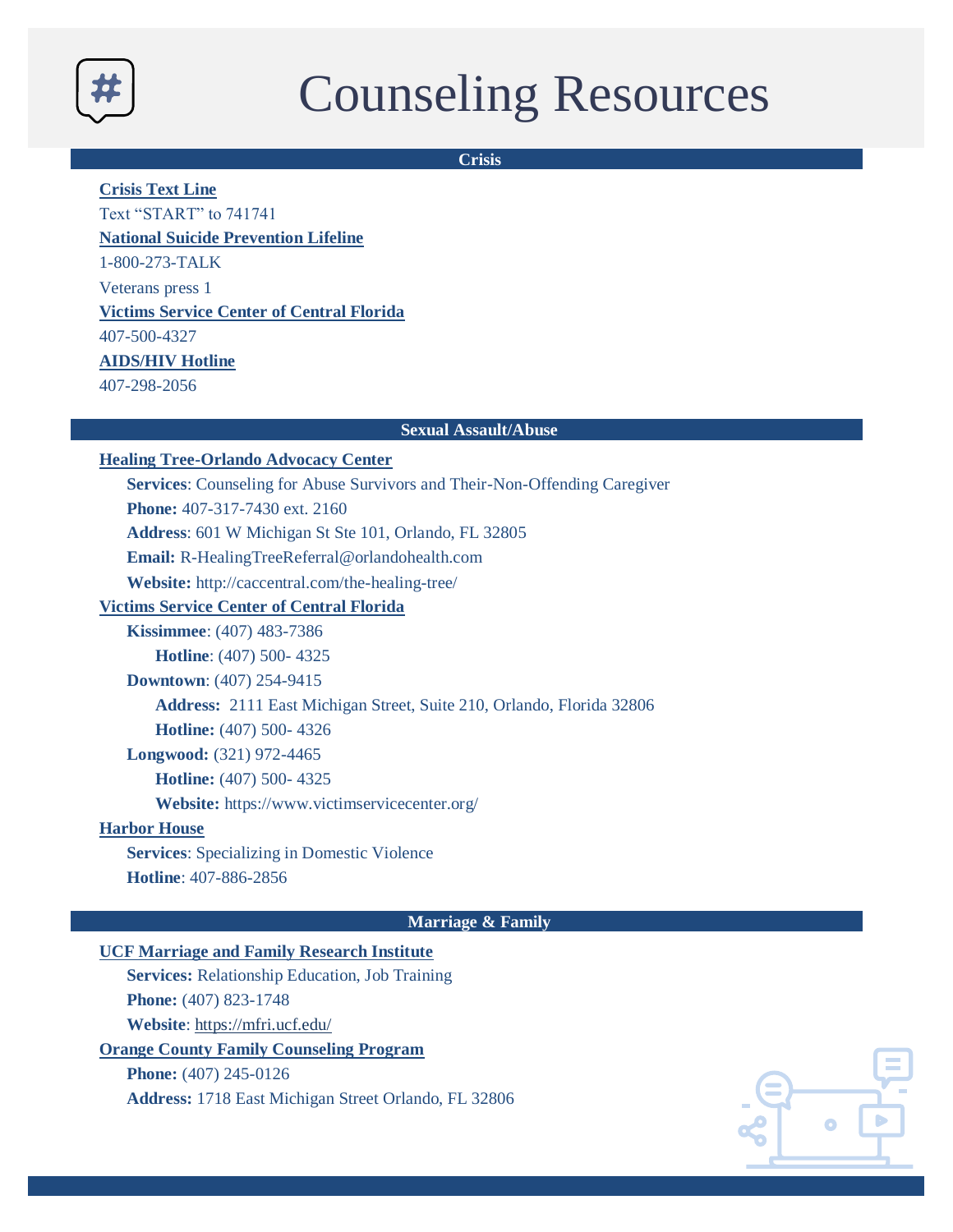# Counseling Resources

## Crisis

**Crisis Text Line**

Text "START" to 741741

**National Suicide Prevention Lifeline**

1-800-273-TALK

Veterans press 1

**Victims Service Center of Central Florida**

407-500-4327

**AIDS/HIV Hotline**

407-298-2056

## Sexual Assault/Abuse

**Healing Tree-Orlando Advocacy Center**

- **Services**: Counseling for Abuse Survivors and Their-Non-Offending Caregiver
- **Phone:** 407-317-7430 ext. 2160
- **Address**: 601 W Michigan St Ste 101, Orlando, FL 32805
- **Email:** R-HealingTreeReferral@orlandohealth.com
- **Website:** http://caccentral.com/the-healing-tree/

**Victims Service Center of Central Florida**

- **Kissimmee**: (407) 483-7386
  - **Hotline**: (407) 500- 4325
- **Downtown**: (407) 254-9415
  - **Address:** 2111 East Michigan Street, Suite 210, Orlando, Florida 32806
  - **Hotline:** (407) 500- 4326
- **Longwood:** (321) 972-4465
  - **Hotline:** (407) 500- 4325
  - **Website:** https://www.victimservicecenter.org/

**Harbor House**

- **Services**: Specializing in Domestic Violence
- **Hotline**: 407-886-2856

## Marriage & Family

**UCF Marriage and Family Research Institute**

- **Services:** Relationship Education, Job Training
- **Phone:** (407) 823-1748
- **Website**: https://mfri.ucf.edu/

**Orange County Family Counseling Program**

- **Phone:** (407) 245-0126
- **Address:** 1718 East Michigan Street Orlando, FL 32806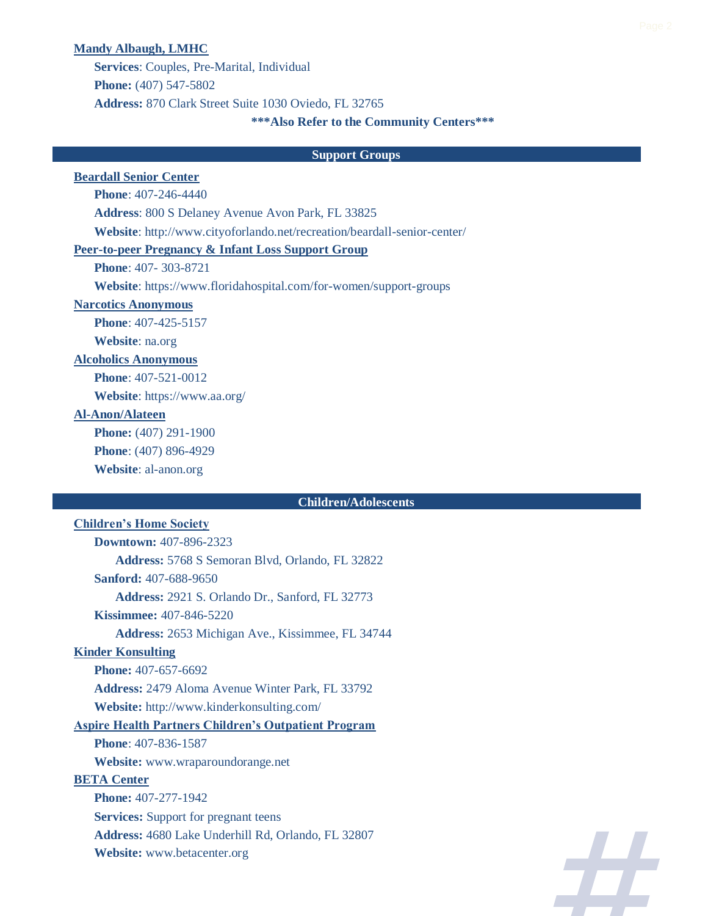**Mandy Albaugh, LMHC**

**Services**: Couples, Pre-Marital, Individual

**Phone:** (407) 547-5802

**Address:** 870 Clark Street Suite 1030 Oviedo, FL 32765

**\*\*\*Also Refer to the Community Centers\*\*\***

## Support Groups

**Beardall Senior Center**

**Phone**: 407-246-4440

**Address**: 800 S Delaney Avenue Avon Park, FL 33825

**Website**: http://www.cityoforlando.net/recreation/beardall-senior-center/

**Peer-to-peer Pregnancy & Infant Loss Support Group**

**Phone**: 407- 303-8721

**Website**: https://www.floridahospital.com/for-women/support-groups

**Narcotics Anonymous**

**Phone**: 407-425-5157

**Website**: na.org

**Alcoholics Anonymous**

**Phone**: 407-521-0012

**Website**: https://www.aa.org/

**Al-Anon/Alateen**

**Phone:** (407) 291-1900

**Phone**: (407) 896-4929

**Website**: al-anon.org

## Children/Adolescents

**Children's Home Society**

**Downtown:** 407-896-2323

**Address:** 5768 S Semoran Blvd, Orlando, FL 32822

**Sanford:** 407-688-9650

**Address:** 2921 S. Orlando Dr., Sanford, FL 32773

**Kissimmee:** 407-846-5220

**Address:** 2653 Michigan Ave., Kissimmee, FL 34744

**Kinder Konsulting**

**Phone:** 407-657-6692

**Address:** 2479 Aloma Avenue Winter Park, FL 33792

**Website:** http://www.kinderkonsulting.com/

**Aspire Health Partners Children's Outpatient Program**

**Phone**: 407-836-1587

**Website:** www.wraparoundorange.net

**BETA Center**

**Phone:** 407-277-1942

**Services:** Support for pregnant teens

**Address:** 4680 Lake Underhill Rd, Orlando, FL 32807

**Website:** www.betacenter.org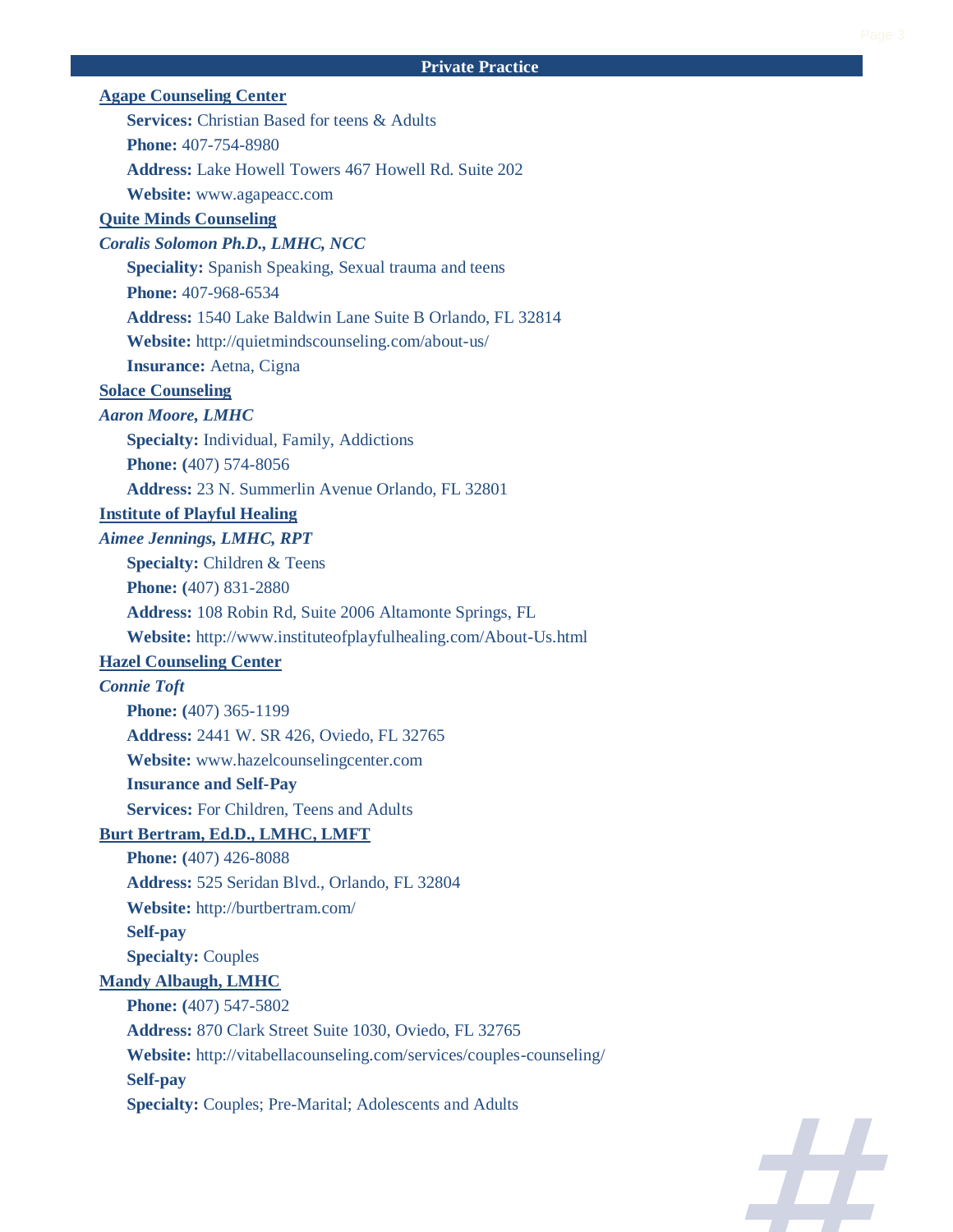## Private Practice

**Agape Counseling Center**

**Services:** Christian Based for teens & Adults
**Phone:** 407-754-8980
**Address:** Lake Howell Towers 467 Howell Rd. Suite 202
**Website:** www.agapeacc.com

**Quite Minds Counseling**

***Coralis Solomon Ph.D., LMHC, NCC***

**Speciality:** Spanish Speaking, Sexual trauma and teens
**Phone:** 407-968-6534
**Address:** 1540 Lake Baldwin Lane Suite B Orlando, FL 32814
**Website:** http://quietmindscounseling.com/about-us/
**Insurance:** Aetna, Cigna

**Solace Counseling**

***Aaron Moore, LMHC***

**Specialty:** Individual, Family, Addictions
**Phone: (**407) 574-8056
**Address:** 23 N. Summerlin Avenue Orlando, FL 32801

**Institute of Playful Healing**

***Aimee Jennings, LMHC, RPT***

**Specialty:** Children & Teens
**Phone: (**407) 831-2880
**Address:** 108 Robin Rd, Suite 2006 Altamonte Springs, FL
**Website:** http://www.instituteofplayfulhealing.com/About-Us.html

**Hazel Counseling Center**

***Connie Toft***

**Phone: (**407) 365-1199
**Address:** 2441 W. SR 426, Oviedo, FL 32765
**Website:** www.hazelcounselingcenter.com
**Insurance and Self-Pay**
**Services:** For Children, Teens and Adults

**Burt Bertram, Ed.D., LMHC, LMFT**

**Phone: (**407) 426-8088
**Address:** 525 Seridan Blvd., Orlando, FL 32804
**Website:** http://burtbertram.com/
**Self-pay**
**Specialty:** Couples

**Mandy Albaugh, LMHC**

**Phone: (**407) 547-5802
**Address:** 870 Clark Street Suite 1030, Oviedo, FL 32765
**Website:** http://vitabellacounseling.com/services/couples-counseling/
**Self-pay**
**Specialty:** Couples; Pre-Marital; Adolescents and Adults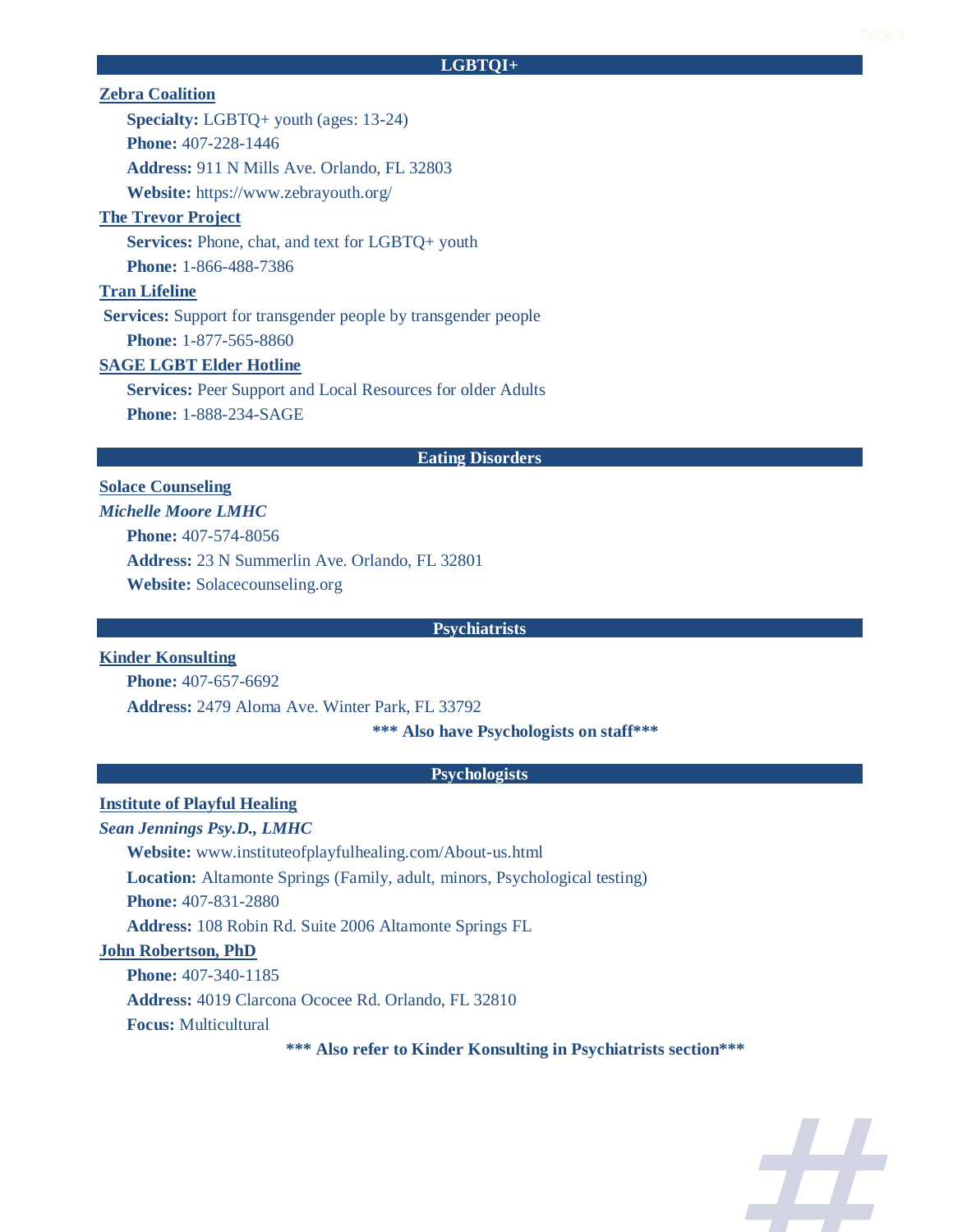## LGBTQI+

**Zebra Coalition**

**Specialty:** LGBTQ+ youth (ages: 13-24)

**Phone:** 407-228-1446

**Address:** 911 N Mills Ave. Orlando, FL 32803

**Website:** https://www.zebrayouth.org/

**The Trevor Project**

**Services:** Phone, chat, and text for LGBTQ+ youth

**Phone:** 1-866-488-7386

**Tran Lifeline**

**Services:** Support for transgender people by transgender people

**Phone:** 1-877-565-8860

**SAGE LGBT Elder Hotline**

**Services:** Peer Support and Local Resources for older Adults

**Phone:** 1-888-234-SAGE

## Eating Disorders

**Solace Counseling**

***Michelle Moore LMHC***

**Phone:** 407-574-8056

**Address:** 23 N Summerlin Ave. Orlando, FL 32801

**Website:** Solacecounseling.org

## Psychiatrists

**Kinder Konsulting**

**Phone:** 407-657-6692

**Address:** 2479 Aloma Ave. Winter Park, FL 33792

**\*\*\* Also have Psychologists on staff\*\*\***

## Psychologists

**Institute of Playful Healing**

***Sean Jennings Psy.D., LMHC***

**Website:** www.instituteofplayfulhealing.com/About-us.html

**Location:** Altamonte Springs (Family, adult, minors, Psychological testing)

**Phone:** 407-831-2880

**Address:** 108 Robin Rd. Suite 2006 Altamonte Springs FL

**John Robertson, PhD**

**Phone:** 407-340-1185

**Address:** 4019 Clarcona Ococee Rd. Orlando, FL 32810

**Focus:** Multicultural

**\*\*\* Also refer to Kinder Konsulting in Psychiatrists section\*\*\***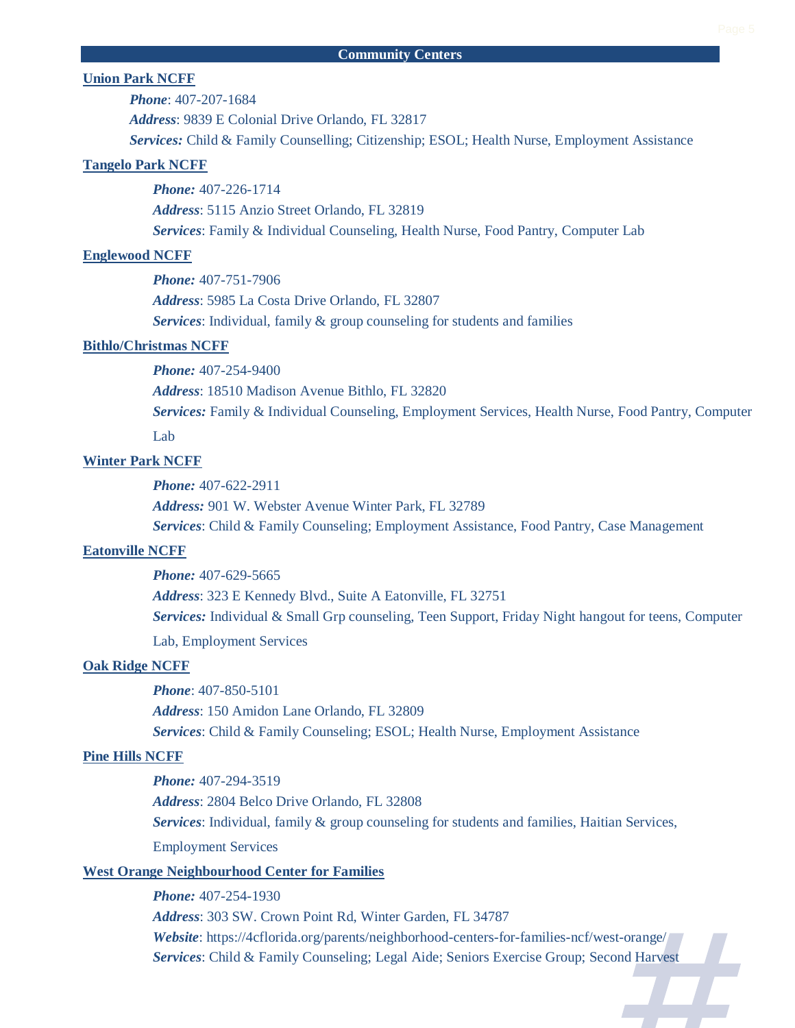## Community Centers

### Union Park NCFF

***Phone***: 407-207-1684

***Address***: 9839 E Colonial Drive Orlando, FL 32817

***Services:*** Child & Family Counselling; Citizenship; ESOL; Health Nurse, Employment Assistance

### Tangelo Park NCFF

***Phone:*** 407-226-1714

***Address***: 5115 Anzio Street Orlando, FL 32819

***Services***: Family & Individual Counseling, Health Nurse, Food Pantry, Computer Lab

### Englewood NCFF

***Phone:*** 407-751-7906

***Address***: 5985 La Costa Drive Orlando, FL 32807

***Services***: Individual, family & group counseling for students and families

### Bithlo/Christmas NCFF

***Phone:*** 407-254-9400

***Address***: 18510 Madison Avenue Bithlo, FL 32820

***Services:*** Family & Individual Counseling, Employment Services, Health Nurse, Food Pantry, Computer Lab

### Winter Park NCFF

***Phone:*** 407-622-2911

***Address:*** 901 W. Webster Avenue Winter Park, FL 32789

***Services***: Child & Family Counseling; Employment Assistance, Food Pantry, Case Management

### Eatonville NCFF

***Phone:*** 407-629-5665

***Address***: 323 E Kennedy Blvd., Suite A Eatonville, FL 32751

***Services:*** Individual & Small Grp counseling, Teen Support, Friday Night hangout for teens, Computer Lab, Employment Services

### Oak Ridge NCFF

***Phone***: 407-850-5101

***Address***: 150 Amidon Lane Orlando, FL 32809

***Services***: Child & Family Counseling; ESOL; Health Nurse, Employment Assistance

### Pine Hills NCFF

***Phone:*** 407-294-3519

***Address***: 2804 Belco Drive Orlando, FL 32808

***Services***: Individual, family & group counseling for students and families, Haitian Services, Employment Services

### West Orange Neighbourhood Center for Families

***Phone:*** 407-254-1930

***Address***: 303 SW. Crown Point Rd, Winter Garden, FL 34787

***Website***: https://4cflorida.org/parents/neighborhood-centers-for-families-ncf/west-orange/

***Services***: Child & Family Counseling; Legal Aide; Seniors Exercise Group; Second Harvest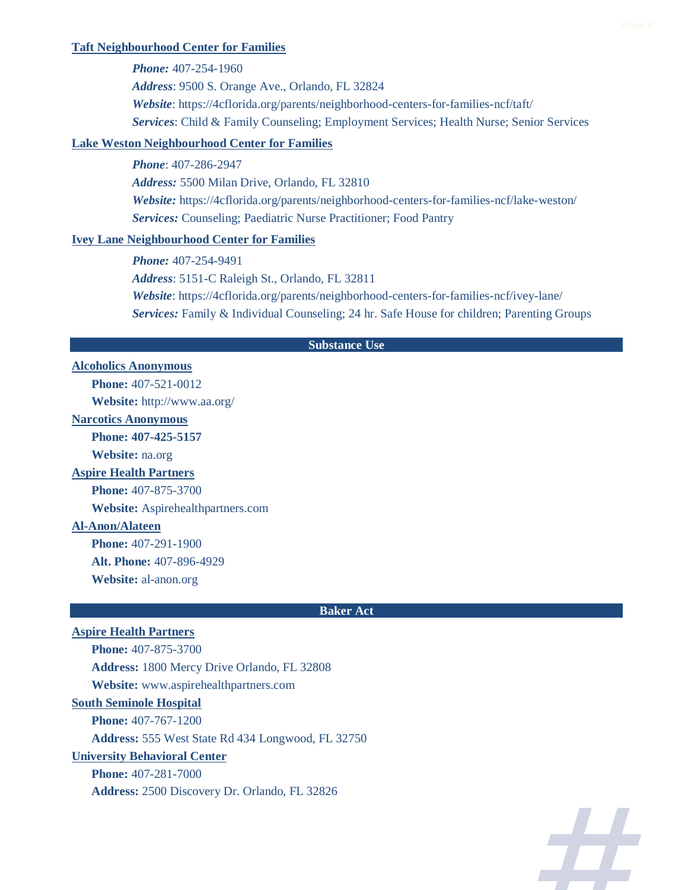**Taft Neighbourhood Center for Families**

*Phone:* 407-254-1960
*Address*: 9500 S. Orange Ave., Orlando, FL 32824
*Website*: https://4cflorida.org/parents/neighborhood-centers-for-families-ncf/taft/
*Services*: Child & Family Counseling; Employment Services; Health Nurse; Senior Services

**Lake Weston Neighbourhood Center for Families**

*Phone*: 407-286-2947
*Address:* 5500 Milan Drive, Orlando, FL 32810
*Website:* https://4cflorida.org/parents/neighborhood-centers-for-families-ncf/lake-weston/
*Services:* Counseling; Paediatric Nurse Practitioner; Food Pantry

**Ivey Lane Neighbourhood Center for Families**

*Phone:* 407-254-9491
*Address*: 5151-C Raleigh St., Orlando, FL 32811
*Website*: https://4cflorida.org/parents/neighborhood-centers-for-families-ncf/ivey-lane/
*Services:* Family & Individual Counseling; 24 hr. Safe House for children; Parenting Groups

## Substance Use

**Alcoholics Anonymous**

**Phone:** 407-521-0012
**Website:** http://www.aa.org/

**Narcotics Anonymous**

**Phone: 407-425-5157**
**Website:** na.org

**Aspire Health Partners**

**Phone:** 407-875-3700
**Website:** Aspirehealthpartners.com

**Al-Anon/Alateen**

**Phone:** 407-291-1900
**Alt. Phone:** 407-896-4929
**Website:** al-anon.org

## Baker Act

**Aspire Health Partners**

**Phone:** 407-875-3700
**Address:** 1800 Mercy Drive Orlando, FL 32808
**Website:** www.aspirehealthpartners.com

**South Seminole Hospital**

**Phone:** 407-767-1200
**Address:** 555 West State Rd 434 Longwood, FL 32750

**University Behavioral Center**

**Phone:** 407-281-7000
**Address:** 2500 Discovery Dr. Orlando, FL 32826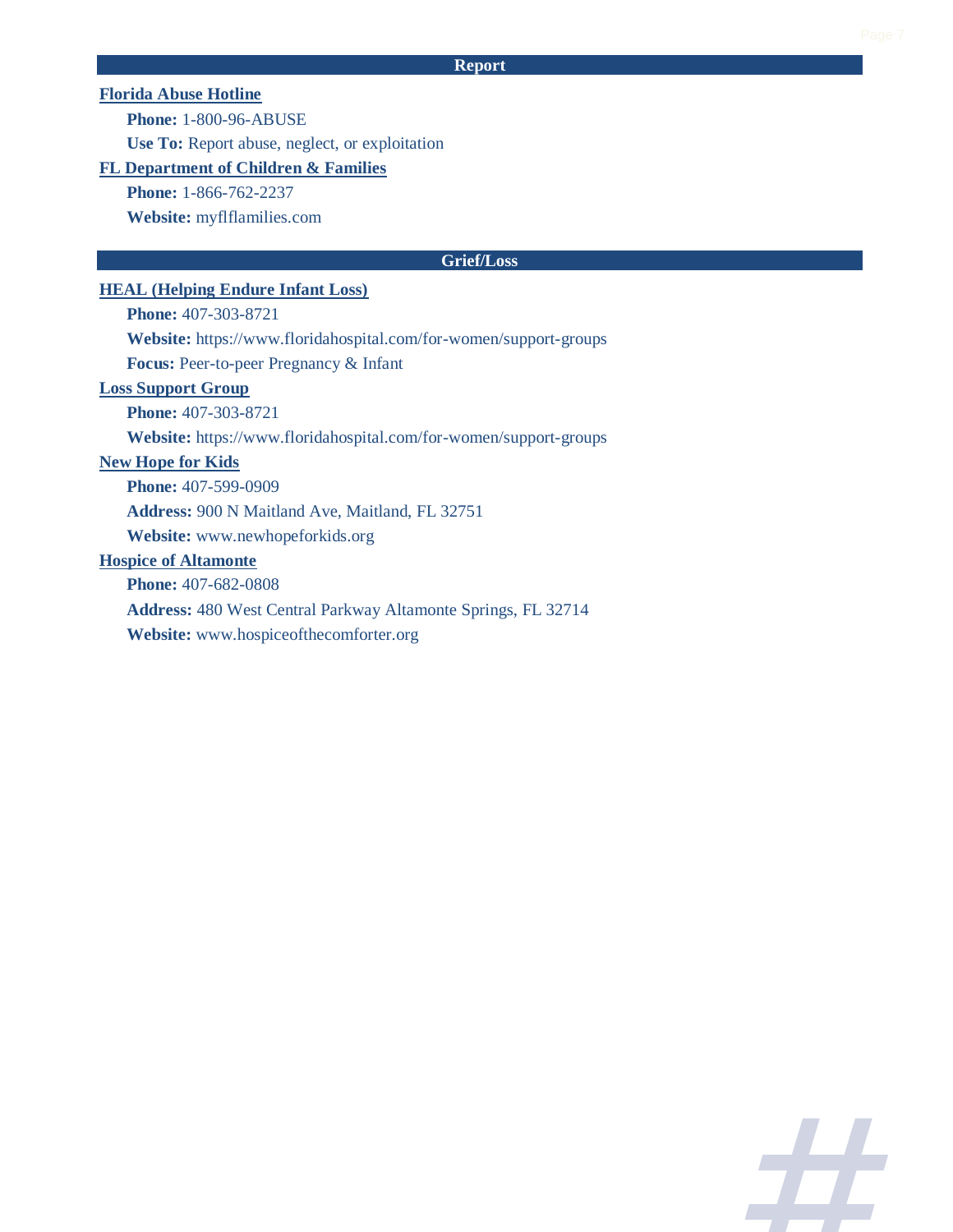## Report

**Florida Abuse Hotline**

**Phone:** 1-800-96-ABUSE

**Use To:** Report abuse, neglect, or exploitation

**FL Department of Children & Families**

**Phone:** 1-866-762-2237

**Website:** myflflamilies.com

## Grief/Loss

**HEAL (Helping Endure Infant Loss)**

**Phone:** 407-303-8721

**Website:** https://www.floridahospital.com/for-women/support-groups

**Focus:** Peer-to-peer Pregnancy & Infant

**Loss Support Group**

**Phone:** 407-303-8721

**Website:** https://www.floridahospital.com/for-women/support-groups

**New Hope for Kids**

**Phone:** 407-599-0909

**Address:** 900 N Maitland Ave, Maitland, FL 32751

**Website:** www.newhopeforkids.org

**Hospice of Altamonte**

**Phone:** 407-682-0808

**Address:** 480 West Central Parkway Altamonte Springs, FL 32714

**Website:** www.hospiceofthecomforter.org